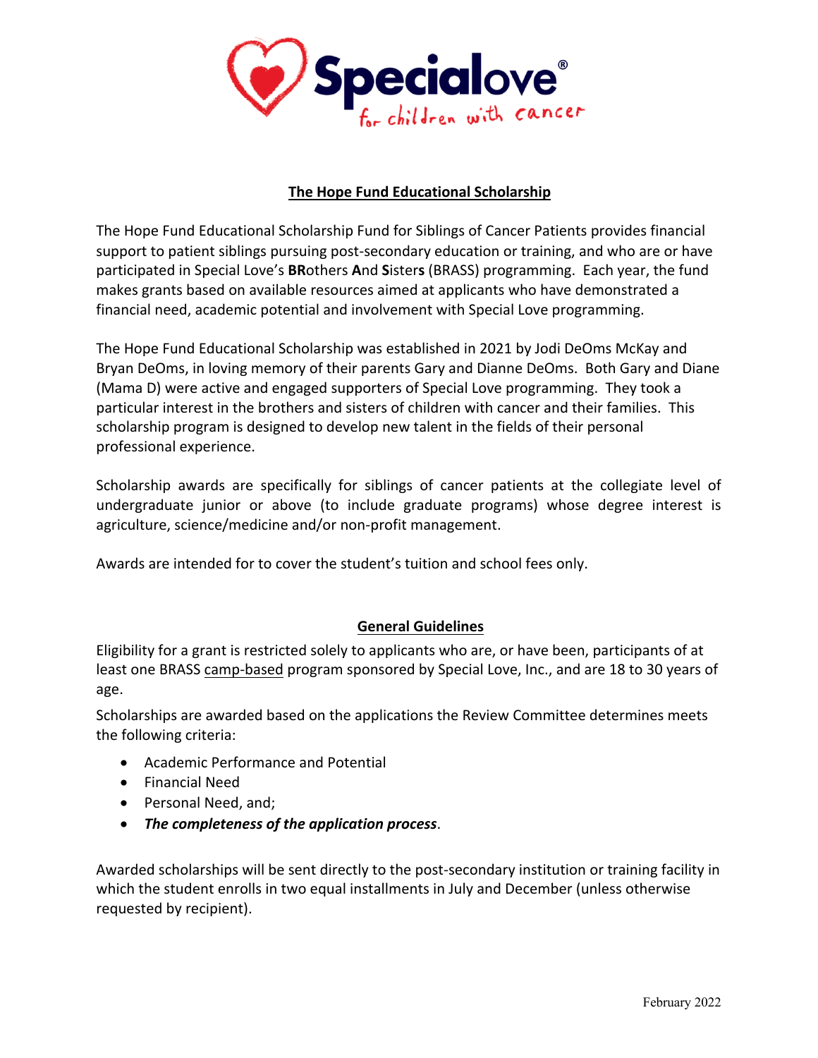# The Hope Fund Educational Scholarship

The Hope Fund Educational Scholarship Fund for Siblings of Cancer Patients provides financial support to patient siblings pursuing post-secondary education or training, and who are or have participated in Special Love's **BR**others **A**nd **S**isters (BRASS) programming. Each year, the fund makes grants based on available resources aimed at applicants who have demonstrated a financial need, academic potential and involvement with Special Love programming.

The Hope Fund Educational Scholarship was established in 2021 by Jodi DeOms McKay and Bryan DeOms, in loving memory of their parents Gary and Dianne DeOms. Both Gary and Diane (Mama D) were active and engaged supporters of Special Love programming. They took a particular interest in the brothers and sisters of children with cancer and their families. This scholarship program is designed to develop new talent in the fields of their personal professional experience.

Scholarship awards are specifically for siblings of cancer patients at the collegiate level of undergraduate junior or above (to include graduate programs) whose degree interest is agriculture, science/medicine and/or non-profit management.

Awards are intended for to cover the student's tuition and school fees only.

## General Guidelines

Eligibility for a grant is restricted solely to applicants who are, or have been, participants of at least one BRASS camp-based program sponsored by Special Love, Inc., and are 18 to 30 years of age.

Scholarships are awarded based on the applications the Review Committee determines meets the following criteria:

- Academic Performance and Potential
- Financial Need
- Personal Need, and;
- ***The completeness of the application process***.

Awarded scholarships will be sent directly to the post-secondary institution or training facility in which the student enrolls in two equal installments in July and December (unless otherwise requested by recipient).

February 2022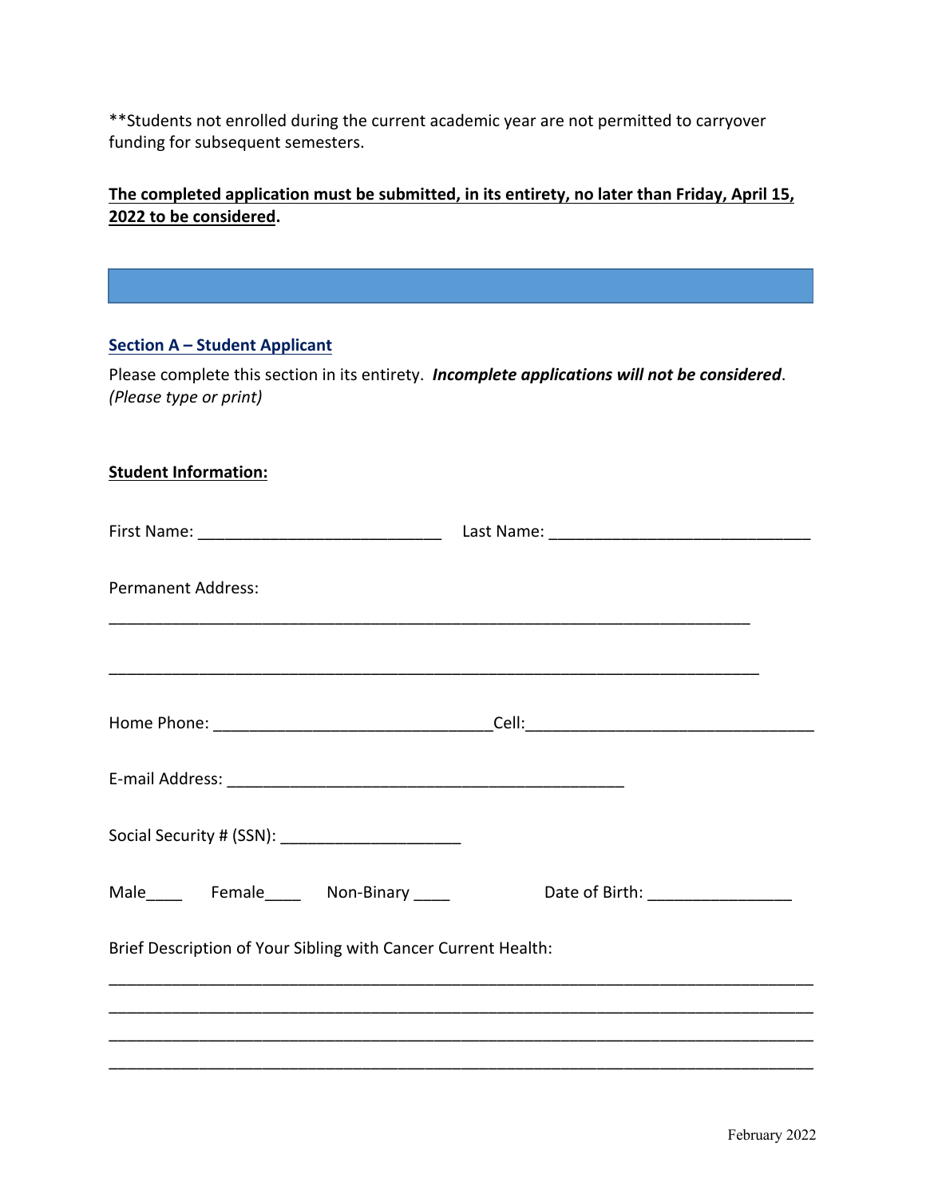**Students not enrolled during the current academic year are not permitted to carryover funding for subsequent semesters.

**The completed application must be submitted, in its entirety, no later than Friday, April 15, 2022 to be considered.**

## Section A – Student Applicant

Please complete this section in its entirety. ***Incomplete applications will not be considered***. *(Please type or print)*

**Student Information:**

First Name: ___________________________ Last Name: _____________________________

Permanent Address:

_________________________________________________________________________

_________________________________________________________________________

Home Phone: _______________________________Cell:________________________________

E-mail Address: ____________________________________________

Social Security # (SSN): ____________________

Male____ Female____ Non-Binary ____ Date of Birth: ________________

Brief Description of Your Sibling with Cancer Current Health:

_______________________________________________________________________________

_______________________________________________________________________________

_______________________________________________________________________________

_______________________________________________________________________________

February 2022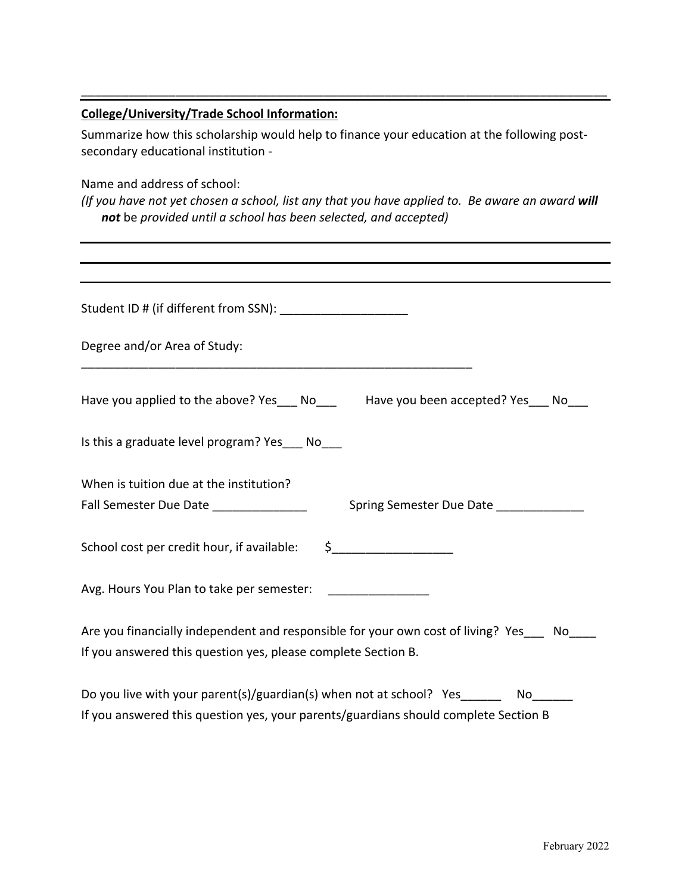___________________________________________________________________________

**College/University/Trade School Information:**

Summarize how this scholarship would help to finance your education at the following post-secondary educational institution -

Name and address of school:

*(If you have not yet chosen a school, list any that you have applied to. Be aware an award **will not** be provided until a school has been selected, and accepted)*

___________________________________________________________________________

___________________________________________________________________________

___________________________________________________________________________

Student ID # (if different from SSN): ___________________

Degree and/or Area of Study:

___________________________________________________________

Have you applied to the above? Yes___ No___ Have you been accepted? Yes___ No___

Is this a graduate level program? Yes___ No___

When is tuition due at the institution?

Fall Semester Due Date ______________ Spring Semester Due Date _____________

School cost per credit hour, if available: $__________________

Avg. Hours You Plan to take per semester: _______________

Are you financially independent and responsible for your own cost of living? Yes___ No____

If you answered this question yes, please complete Section B.

Do you live with your parent(s)/guardian(s) when not at school? Yes______ No______

If you answered this question yes, your parents/guardians should complete Section B

February 2022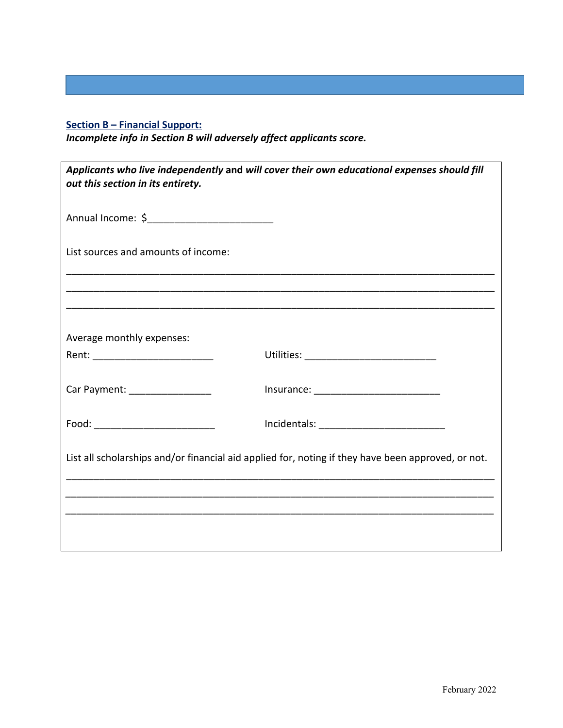**Section B – Financial Support:**

***Incomplete info in Section B will adversely affect applicants score.***

***Applicants who live independently*** **and** ***will cover their own educational expenses should fill out this section in its entirety.***

Annual Income: $______________________

List sources and amounts of income:

_______________________________________________________________________________

_______________________________________________________________________________

_______________________________________________________________________________

Average monthly expenses:

Rent: ______________________ Utilities: ________________________

Car Payment: _______________ Insurance: _______________________

Food: ______________________ Incidentals: _______________________

List all scholarships and/or financial aid applied for, noting if they have been approved, or not.

_______________________________________________________________________________

_______________________________________________________________________________

_______________________________________________________________________________

February 2022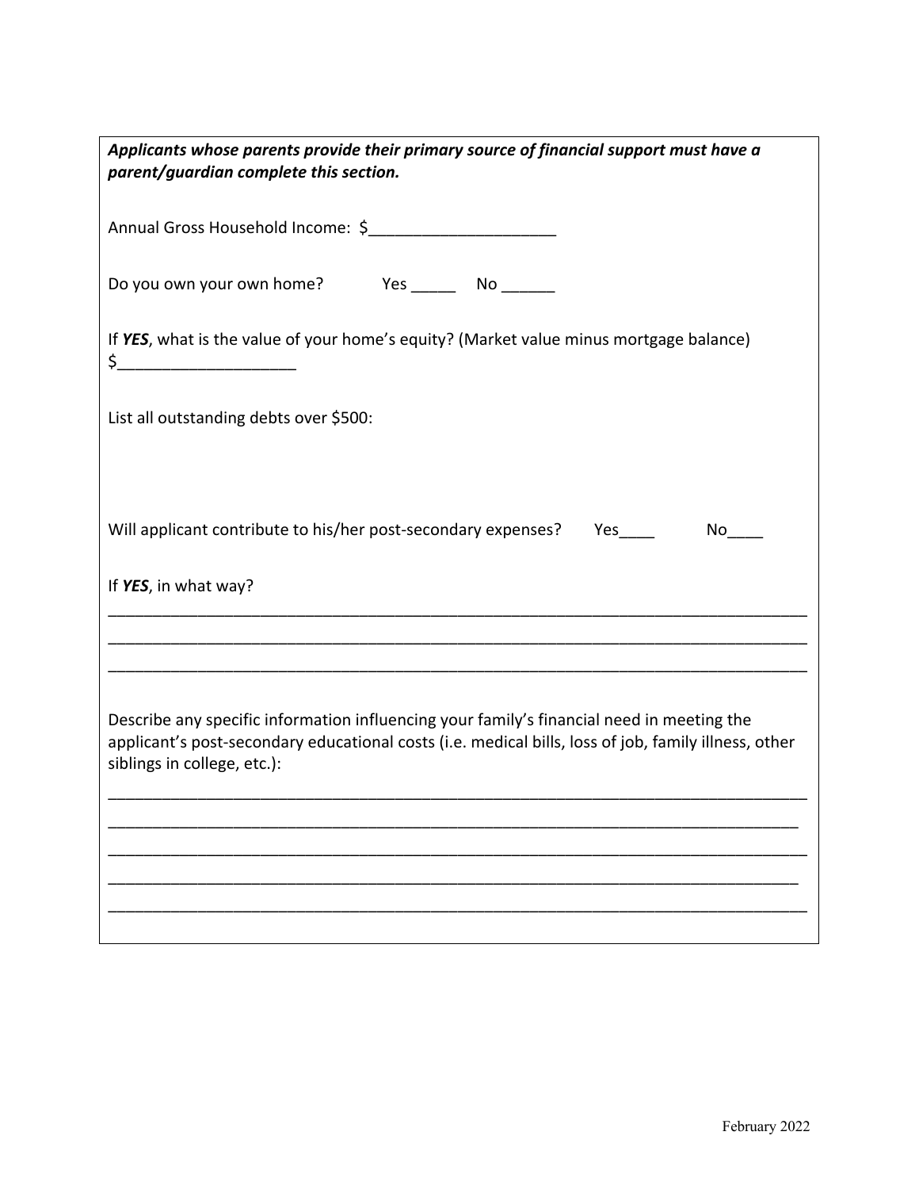***Applicants whose parents provide their primary source of financial support must have a parent/guardian complete this section.***

Annual Gross Household Income: $____________________

Do you own your own home? Yes _____ No ______

If ***YES***, what is the value of your home's equity? (Market value minus mortgage balance) $____________________

List all outstanding debts over $500:

Will applicant contribute to his/her post-secondary expenses? Yes____ No____

If ***YES***, in what way?

______________________________________________________________________________

______________________________________________________________________________

______________________________________________________________________________

Describe any specific information influencing your family's financial need in meeting the applicant's post-secondary educational costs (i.e. medical bills, loss of job, family illness, other siblings in college, etc.):

______________________________________________________________________________

______________________________________________________________________________

______________________________________________________________________________

______________________________________________________________________________

______________________________________________________________________________

February 2022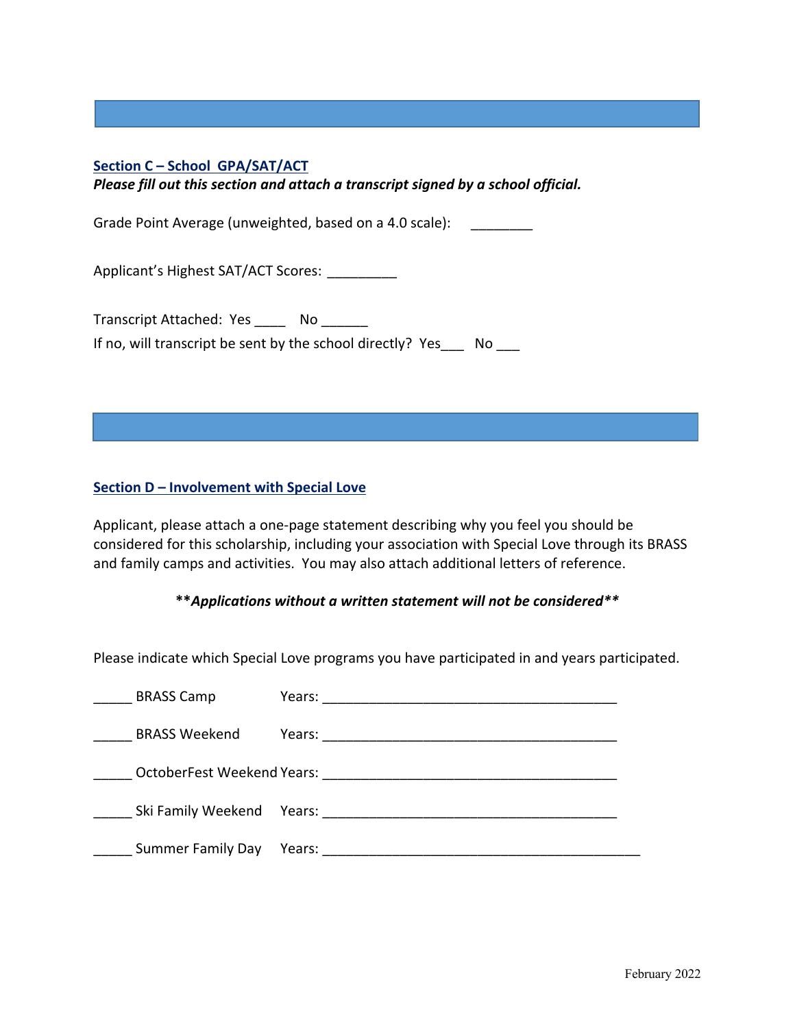## Section C – School GPA/SAT/ACT

***Please fill out this section and attach a transcript signed by a school official.***

Grade Point Average (unweighted, based on a 4.0 scale): ________

Applicant's Highest SAT/ACT Scores: _________

Transcript Attached: Yes ____ No ______

If no, will transcript be sent by the school directly? Yes___ No ___

## Section D – Involvement with Special Love

Applicant, please attach a one-page statement describing why you feel you should be considered for this scholarship, including your association with Special Love through its BRASS and family camps and activities. You may also attach additional letters of reference.

****Applications without a written statement will not be considered****

Please indicate which Special Love programs you have participated in and years participated.

_____ BRASS Camp Years: _______________________________________

_____ BRASS Weekend Years: _______________________________________

_____ OctoberFest Weekend Years: _______________________________________

_____ Ski Family Weekend Years: _______________________________________

_____ Summer Family Day Years: __________________________________________

February 2022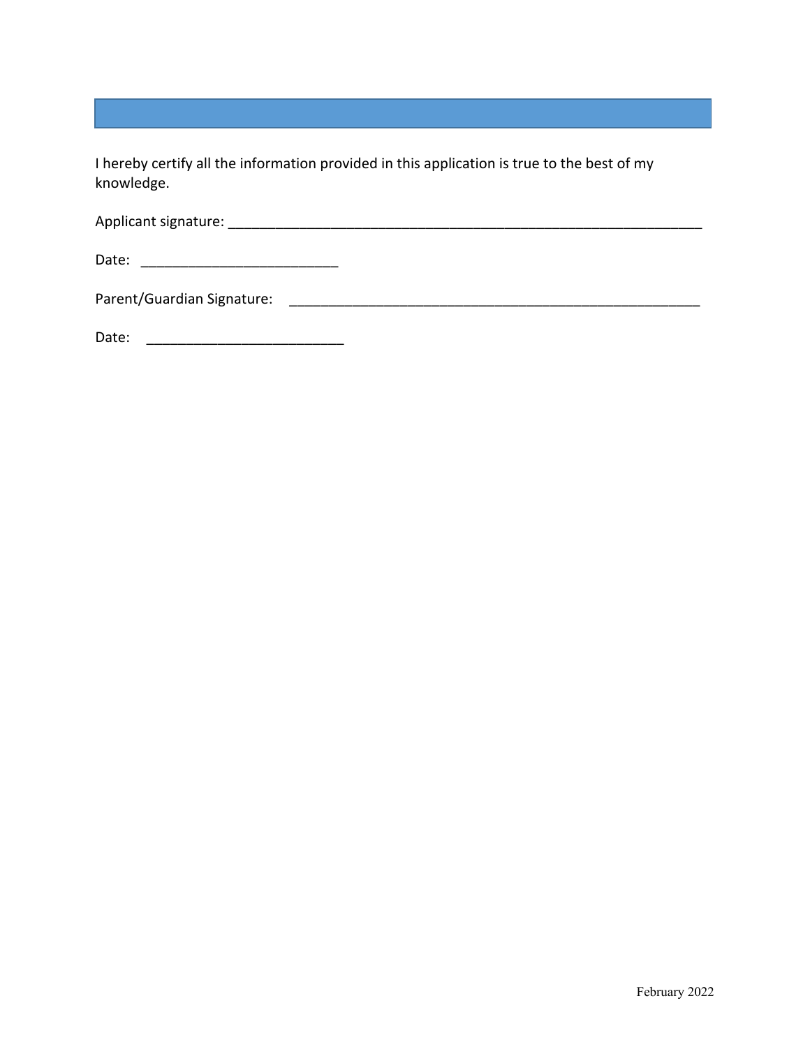I hereby certify all the information provided in this application is true to the best of my knowledge.

Applicant signature: _______________________________________________________________

Date: _________________________

Parent/Guardian Signature: _____________________________________________________

Date: _________________________